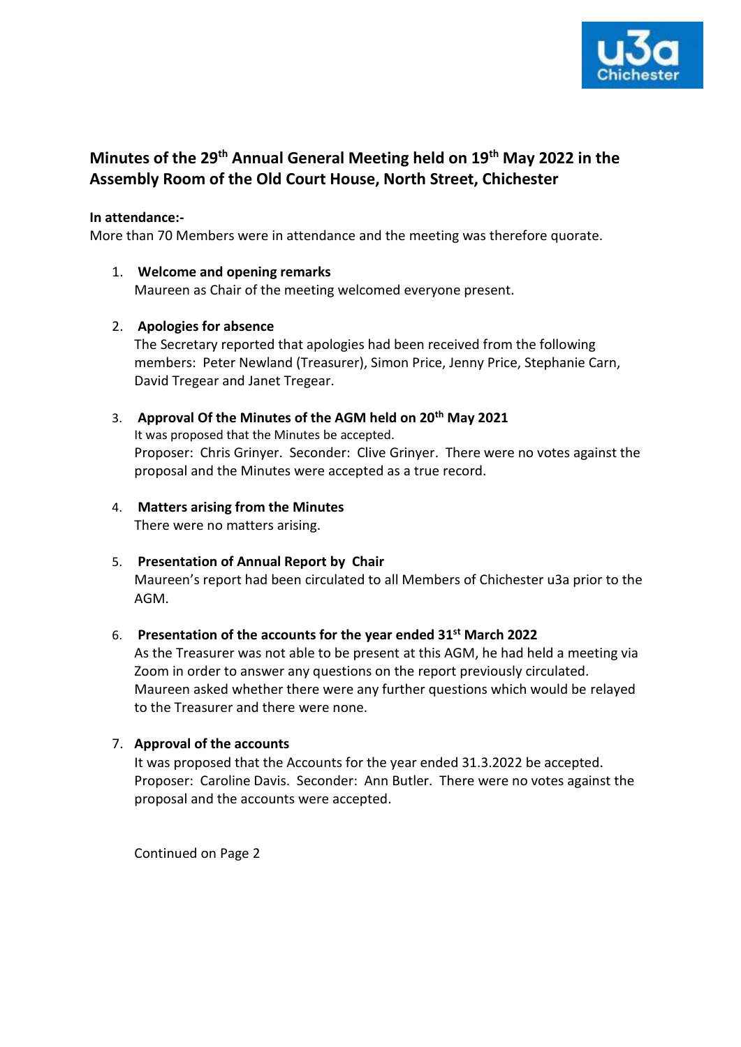# Minutes of the 29th Annual General Meeting held on 19th May 2022 in the Assembly Room of the Old Court House, North Street, Chichester

**In attendance:-**
More than 70 Members were in attendance and the meeting was therefore quorate.

1. **Welcome and opening remarks**
   Maureen as Chair of the meeting welcomed everyone present.

2. **Apologies for absence**
   The Secretary reported that apologies had been received from the following members: Peter Newland (Treasurer), Simon Price, Jenny Price, Stephanie Carn, David Tregear and Janet Tregear.

3. **Approval Of the Minutes of the AGM held on 20th May 2021**
   It was proposed that the Minutes be accepted.
   Proposer: Chris Grinyer. Seconder: Clive Grinyer. There were no votes against the proposal and the Minutes were accepted as a true record.

4. **Matters arising from the Minutes**
   There were no matters arising.

5. **Presentation of Annual Report by Chair**
   Maureen's report had been circulated to all Members of Chichester u3a prior to the AGM.

6. **Presentation of the accounts for the year ended 31st March 2022**
   As the Treasurer was not able to be present at this AGM, he had held a meeting via Zoom in order to answer any questions on the report previously circulated. Maureen asked whether there were any further questions which would be relayed to the Treasurer and there were none.

7. **Approval of the accounts**
   It was proposed that the Accounts for the year ended 31.3.2022 be accepted.
   Proposer: Caroline Davis. Seconder: Ann Butler. There were no votes against the proposal and the accounts were accepted.

Continued on Page 2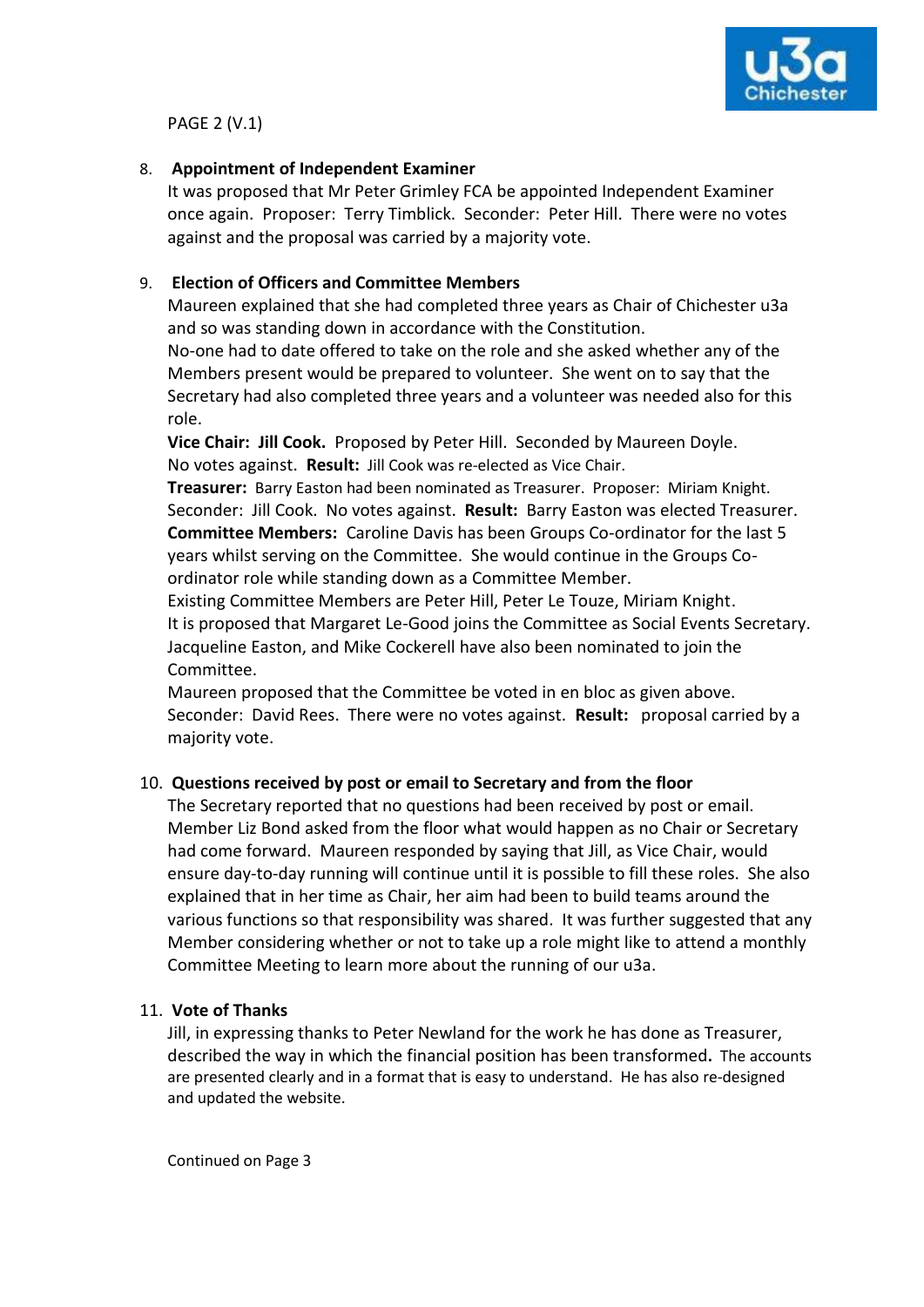PAGE 2 (V.1)

8. **Appointment of Independent Examiner**

   It was proposed that Mr Peter Grimley FCA be appointed Independent Examiner once again. Proposer: Terry Timblick. Seconder: Peter Hill. There were no votes against and the proposal was carried by a majority vote.

9. **Election of Officers and Committee Members**

   Maureen explained that she had completed three years as Chair of Chichester u3a and so was standing down in accordance with the Constitution.
   No-one had to date offered to take on the role and she asked whether any of the Members present would be prepared to volunteer. She went on to say that the Secretary had also completed three years and a volunteer was needed also for this role.

   **Vice Chair: Jill Cook.** Proposed by Peter Hill. Seconded by Maureen Doyle. No votes against. **Result:** Jill Cook was re-elected as Vice Chair.

   **Treasurer:** Barry Easton had been nominated as Treasurer. Proposer: Miriam Knight. Seconder: Jill Cook. No votes against. **Result:** Barry Easton was elected Treasurer.

   **Committee Members:** Caroline Davis has been Groups Co-ordinator for the last 5 years whilst serving on the Committee. She would continue in the Groups Co-ordinator role while standing down as a Committee Member.
   Existing Committee Members are Peter Hill, Peter Le Touze, Miriam Knight.
   It is proposed that Margaret Le-Good joins the Committee as Social Events Secretary.
   Jacqueline Easton, and Mike Cockerell have also been nominated to join the Committee.
   Maureen proposed that the Committee be voted in en bloc as given above. Seconder: David Rees. There were no votes against. **Result:** proposal carried by a majority vote.

10. **Questions received by post or email to Secretary and from the floor**

    The Secretary reported that no questions had been received by post or email. Member Liz Bond asked from the floor what would happen as no Chair or Secretary had come forward. Maureen responded by saying that Jill, as Vice Chair, would ensure day-to-day running will continue until it is possible to fill these roles. She also explained that in her time as Chair, her aim had been to build teams around the various functions so that responsibility was shared. It was further suggested that any Member considering whether or not to take up a role might like to attend a monthly Committee Meeting to learn more about the running of our u3a.

11. **Vote of Thanks**

    Jill, in expressing thanks to Peter Newland for the work he has done as Treasurer, described the way in which the financial position has been transformed**.** The accounts are presented clearly and in a format that is easy to understand. He has also re-designed and updated the website.

Continued on Page 3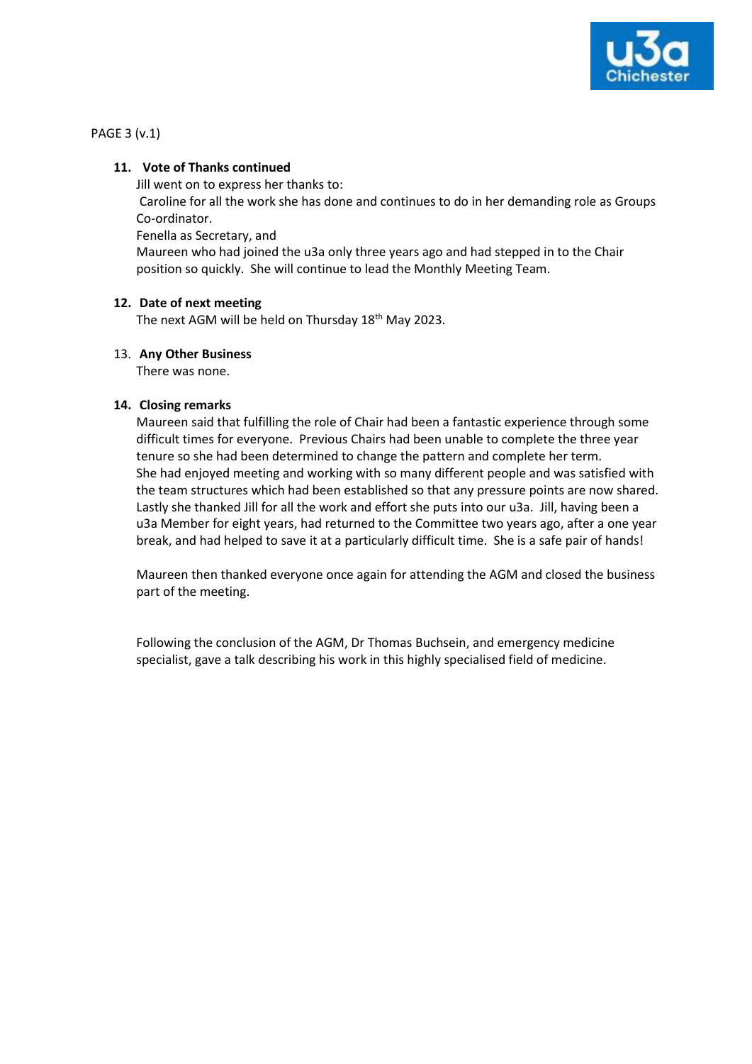PAGE 3 (v.1)

**11. Vote of Thanks continued**

Jill went on to express her thanks to:
Caroline for all the work she has done and continues to do in her demanding role as Groups Co-ordinator.
Fenella as Secretary, and
Maureen who had joined the u3a only three years ago and had stepped in to the Chair position so quickly. She will continue to lead the Monthly Meeting Team.

**12. Date of next meeting**

The next AGM will be held on Thursday 18th May 2023.

13. **Any Other Business**

There was none.

**14. Closing remarks**

Maureen said that fulfilling the role of Chair had been a fantastic experience through some difficult times for everyone. Previous Chairs had been unable to complete the three year tenure so she had been determined to change the pattern and complete her term.
She had enjoyed meeting and working with so many different people and was satisfied with the team structures which had been established so that any pressure points are now shared.
Lastly she thanked Jill for all the work and effort she puts into our u3a. Jill, having been a u3a Member for eight years, had returned to the Committee two years ago, after a one year break, and had helped to save it at a particularly difficult time. She is a safe pair of hands!

Maureen then thanked everyone once again for attending the AGM and closed the business part of the meeting.

Following the conclusion of the AGM, Dr Thomas Buchsein, and emergency medicine specialist, gave a talk describing his work in this highly specialised field of medicine.